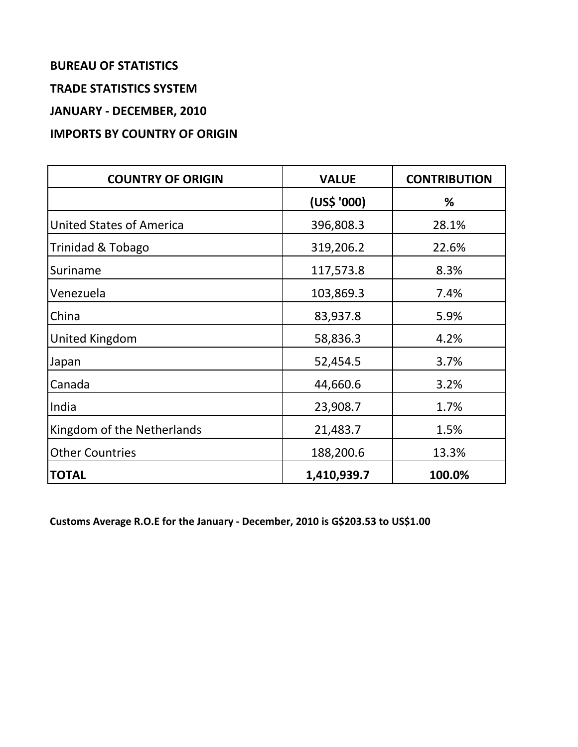**BUREAU OF STATISTICS**

**TRADE STATISTICS SYSTEM**

**JANUARY - DECEMBER, 2010**

**IMPORTS BY COUNTRY OF ORIGIN**

| COUNTRY OF ORIGIN | VALUE | CONTRIBUTION |
|---|---|---|
| | (US$ '000) | % |
| United States of America | 396,808.3 | 28.1% |
| Trinidad & Tobago | 319,206.2 | 22.6% |
| Suriname | 117,573.8 | 8.3% |
| Venezuela | 103,869.3 | 7.4% |
| China | 83,937.8 | 5.9% |
| United Kingdom | 58,836.3 | 4.2% |
| Japan | 52,454.5 | 3.7% |
| Canada | 44,660.6 | 3.2% |
| India | 23,908.7 | 1.7% |
| Kingdom of the Netherlands | 21,483.7 | 1.5% |
| Other Countries | 188,200.6 | 13.3% |
| **TOTAL** | **1,410,939.7** | **100.0%** |

**Customs Average R.O.E for the January - December, 2010 is G$203.53 to US$1.00**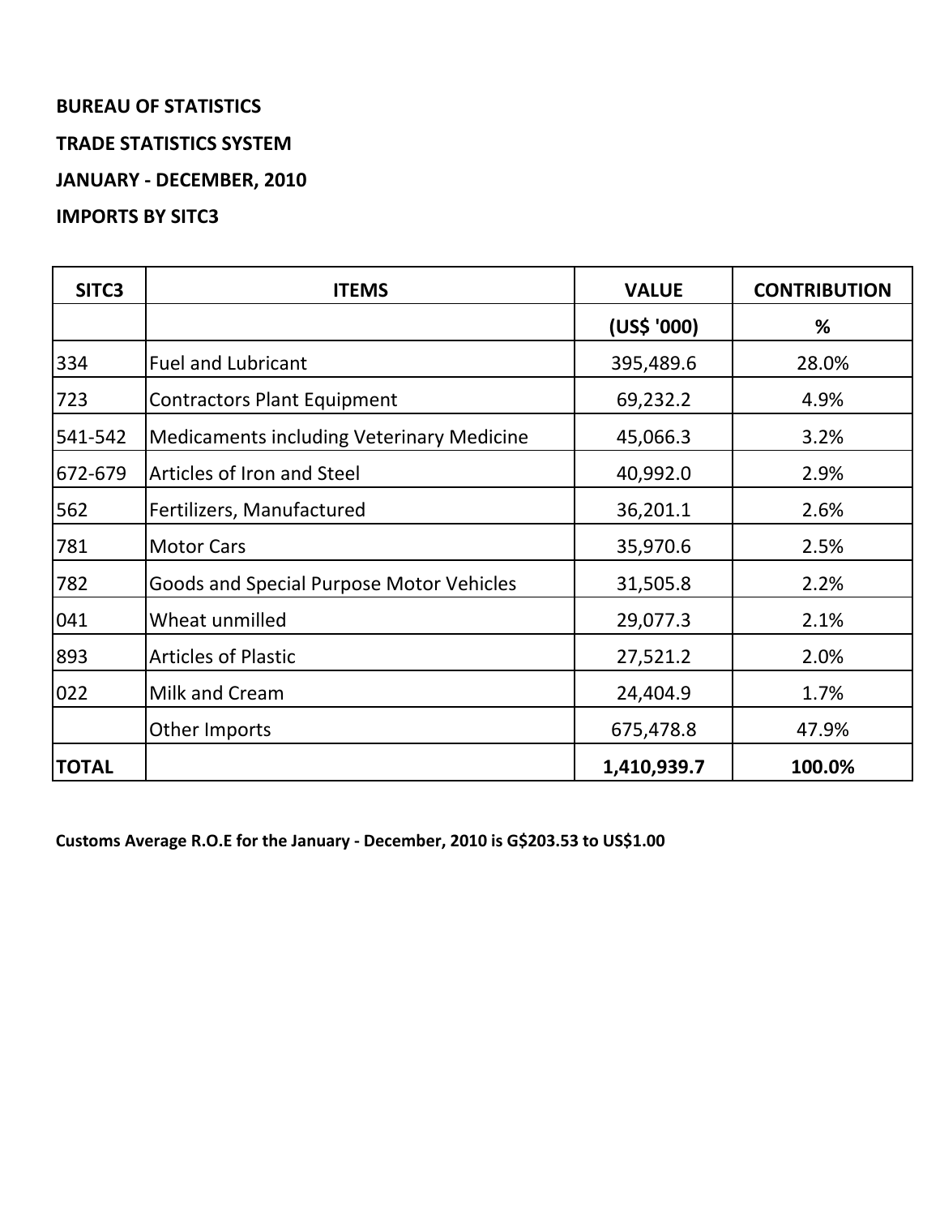**BUREAU OF STATISTICS**

**TRADE STATISTICS SYSTEM**

**JANUARY - DECEMBER, 2010**

**IMPORTS BY SITC3**

| SITC3 | ITEMS | VALUE | CONTRIBUTION |
|---|---|---|---|
| | | (US$ '000) | % |
| 334 | Fuel and Lubricant | 395,489.6 | 28.0% |
| 723 | Contractors Plant Equipment | 69,232.2 | 4.9% |
| 541-542 | Medicaments including Veterinary Medicine | 45,066.3 | 3.2% |
| 672-679 | Articles of Iron and Steel | 40,992.0 | 2.9% |
| 562 | Fertilizers, Manufactured | 36,201.1 | 2.6% |
| 781 | Motor Cars | 35,970.6 | 2.5% |
| 782 | Goods and Special Purpose Motor Vehicles | 31,505.8 | 2.2% |
| 041 | Wheat unmilled | 29,077.3 | 2.1% |
| 893 | Articles of Plastic | 27,521.2 | 2.0% |
| 022 | Milk and Cream | 24,404.9 | 1.7% |
| | Other Imports | 675,478.8 | 47.9% |
| **TOTAL** | | **1,410,939.7** | **100.0%** |

**Customs Average R.O.E for the January - December, 2010 is G$203.53 to US$1.00**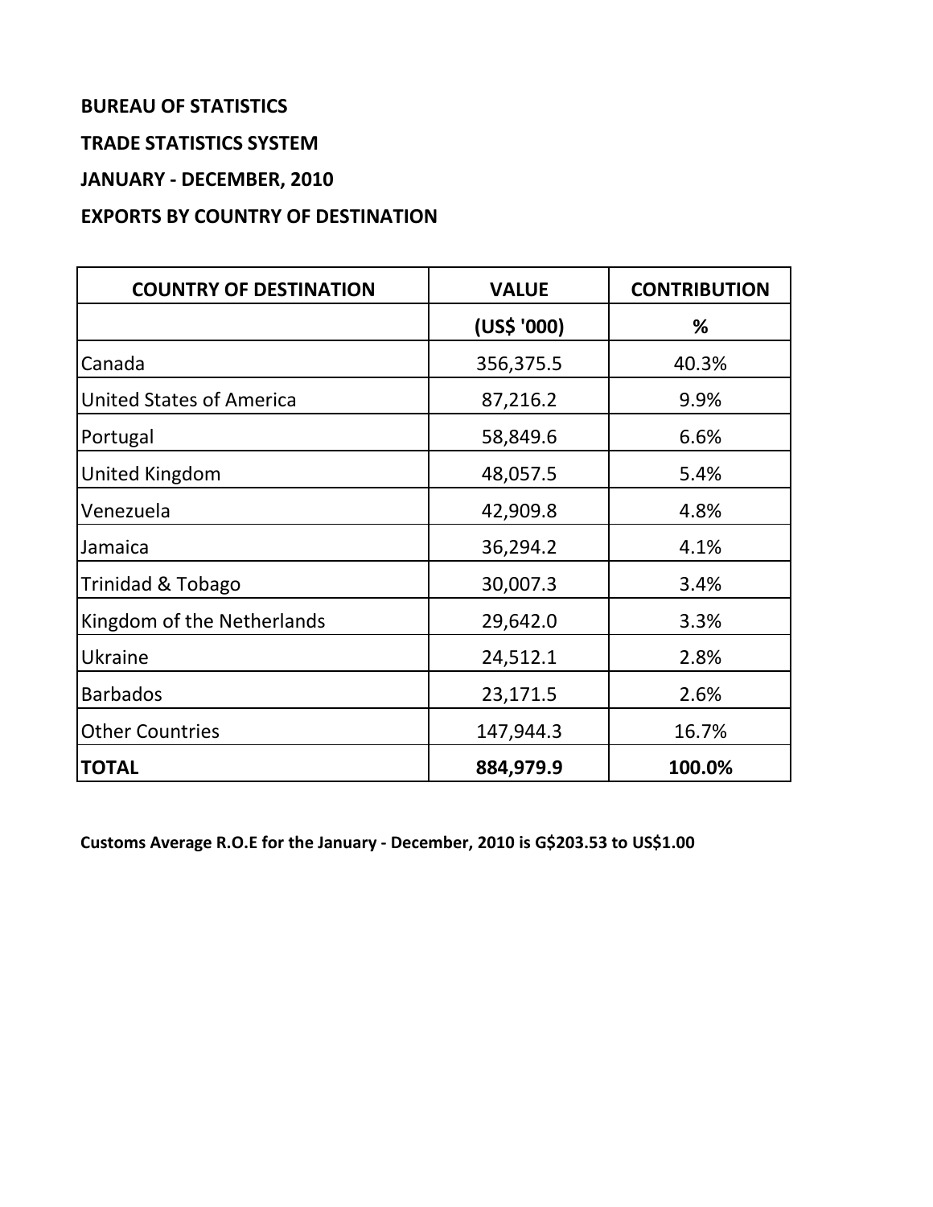**BUREAU OF STATISTICS**

**TRADE STATISTICS SYSTEM**

**JANUARY - DECEMBER, 2010**

**EXPORTS BY COUNTRY OF DESTINATION**

| COUNTRY OF DESTINATION | VALUE | CONTRIBUTION |
|---|---|---|
| | (US$ '000) | % |
| Canada | 356,375.5 | 40.3% |
| United States of America | 87,216.2 | 9.9% |
| Portugal | 58,849.6 | 6.6% |
| United Kingdom | 48,057.5 | 5.4% |
| Venezuela | 42,909.8 | 4.8% |
| Jamaica | 36,294.2 | 4.1% |
| Trinidad & Tobago | 30,007.3 | 3.4% |
| Kingdom of the Netherlands | 29,642.0 | 3.3% |
| Ukraine | 24,512.1 | 2.8% |
| Barbados | 23,171.5 | 2.6% |
| Other Countries | 147,944.3 | 16.7% |
| **TOTAL** | **884,979.9** | **100.0%** |

**Customs Average R.O.E for the January - December, 2010 is G$203.53 to US$1.00**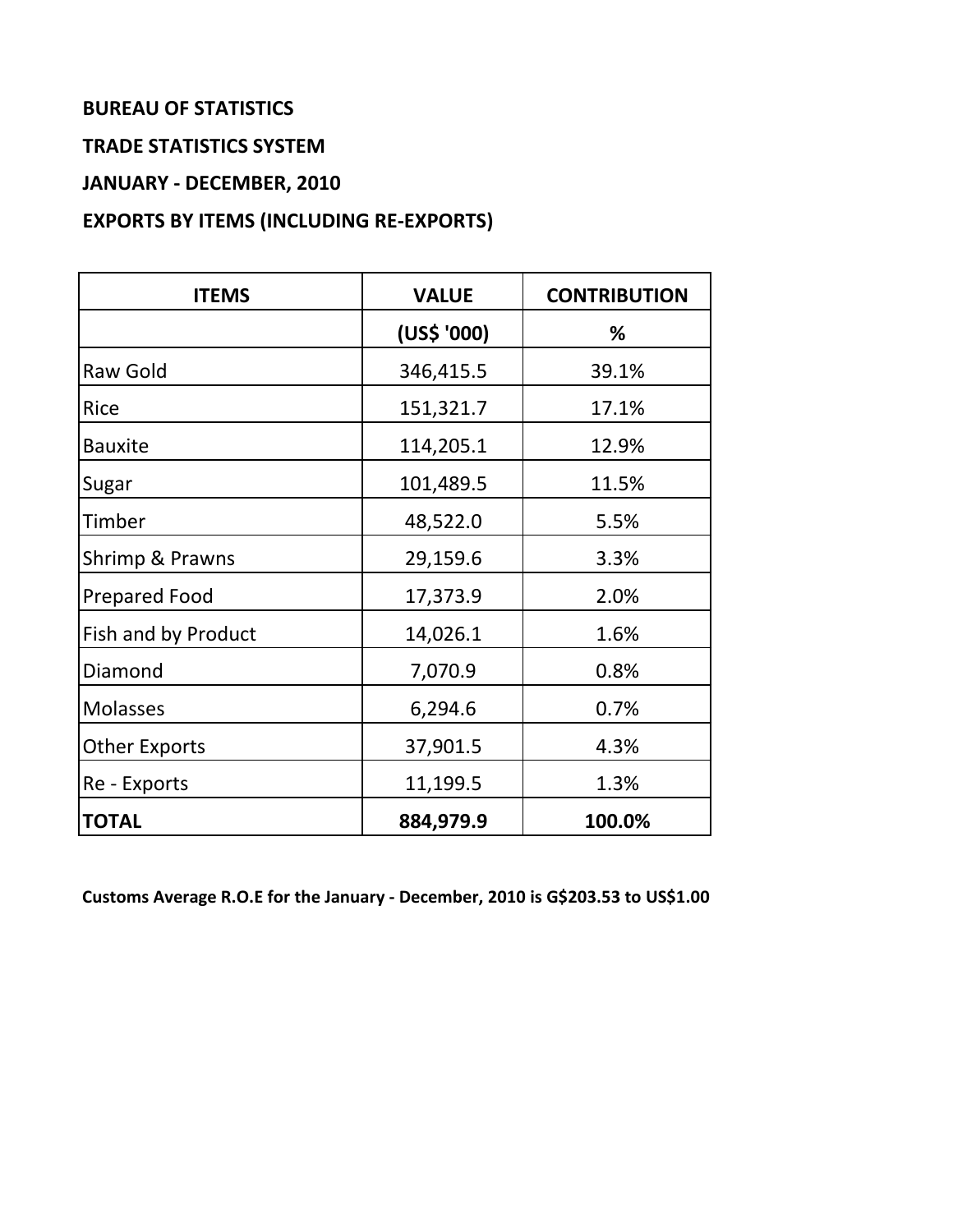**BUREAU OF STATISTICS**

**TRADE STATISTICS SYSTEM**

**JANUARY - DECEMBER, 2010**

**EXPORTS BY ITEMS (INCLUDING RE-EXPORTS)**

| ITEMS | VALUE | CONTRIBUTION |
|---|---|---|
| | (US$ '000) | % |
| Raw Gold | 346,415.5 | 39.1% |
| Rice | 151,321.7 | 17.1% |
| Bauxite | 114,205.1 | 12.9% |
| Sugar | 101,489.5 | 11.5% |
| Timber | 48,522.0 | 5.5% |
| Shrimp & Prawns | 29,159.6 | 3.3% |
| Prepared Food | 17,373.9 | 2.0% |
| Fish and by Product | 14,026.1 | 1.6% |
| Diamond | 7,070.9 | 0.8% |
| Molasses | 6,294.6 | 0.7% |
| Other Exports | 37,901.5 | 4.3% |
| Re - Exports | 11,199.5 | 1.3% |
| **TOTAL** | **884,979.9** | **100.0%** |

**Customs Average R.O.E for the January - December, 2010 is G$203.53 to US$1.00**